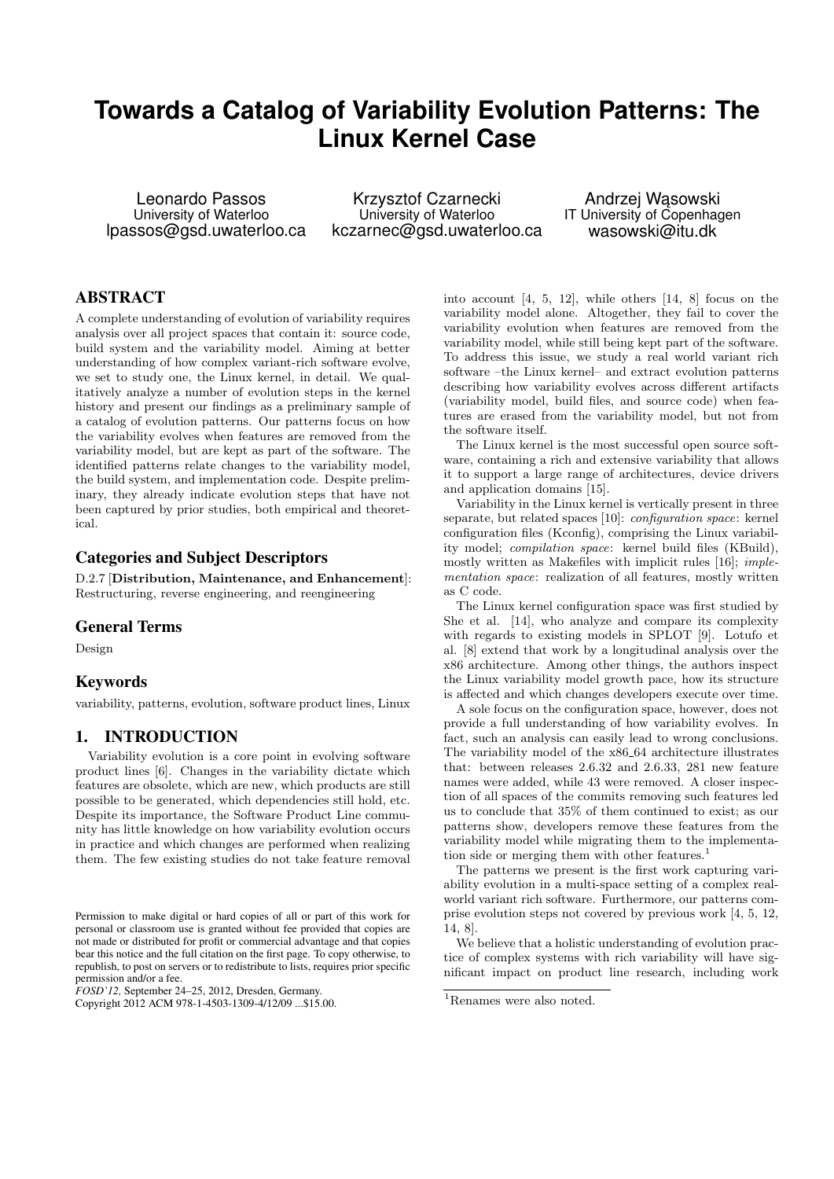# Towards a Catalog of Variability Evolution Patterns: The Linux Kernel Case

Leonardo Passos
University of Waterloo
lpassos@gsd.uwaterloo.ca

Krzysztof Czarnecki
University of Waterloo
kczarnec@gsd.uwaterloo.ca

Andrzej Wąsowski
IT University of Copenhagen
wasowski@itu.dk

## ABSTRACT

A complete understanding of evolution of variability requires analysis over all project spaces that contain it: source code, build system and the variability model. Aiming at better understanding of how complex variant-rich software evolve, we set to study one, the Linux kernel, in detail. We qualitatively analyze a number of evolution steps in the kernel history and present our findings as a preliminary sample of a catalog of evolution patterns. Our patterns focus on how the variability evolves when features are removed from the variability model, but are kept as part of the software. The identified patterns relate changes to the variability model, the build system, and implementation code. Despite preliminary, they already indicate evolution steps that have not been captured by prior studies, both empirical and theoretical.

### Categories and Subject Descriptors

D.2.7 [**Distribution, Maintenance, and Enhancement**]: Restructuring, reverse engineering, and reengineering

### General Terms

Design

### Keywords

variability, patterns, evolution, software product lines, Linux

## 1. INTRODUCTION

Variability evolution is a core point in evolving software product lines [6]. Changes in the variability dictate which features are obsolete, which are new, which products are still possible to be generated, which dependencies still hold, etc. Despite its importance, the Software Product Line community has little knowledge on how variability evolution occurs in practice and which changes are performed when realizing them. The few existing studies do not take feature removal into account [4, 5, 12], while others [14, 8] focus on the variability model alone. Altogether, they fail to cover the variability evolution when features are removed from the variability model, while still being kept part of the software. To address this issue, we study a real world variant rich software –the Linux kernel– and extract evolution patterns describing how variability evolves across different artifacts (variability model, build files, and source code) when features are erased from the variability model, but not from the software itself.

The Linux kernel is the most successful open source software, containing a rich and extensive variability that allows it to support a large range of architectures, device drivers and application domains [15].

Variability in the Linux kernel is vertically present in three separate, but related spaces [10]: *configuration space*: kernel configuration files (Kconfig), comprising the Linux variability model; *compilation space*: kernel build files (KBuild), mostly written as Makefiles with implicit rules [16]; *implementation space*: realization of all features, mostly written as C code.

The Linux kernel configuration space was first studied by She et al. [14], who analyze and compare its complexity with regards to existing models in SPLOT [9]. Lotufo et al. [8] extend that work by a longitudinal analysis over the x86 architecture. Among other things, the authors inspect the Linux variability model growth pace, how its structure is affected and which changes developers execute over time.

A sole focus on the configuration space, however, does not provide a full understanding of how variability evolves. In fact, such an analysis can easily lead to wrong conclusions. The variability model of the x86_64 architecture illustrates that: between releases 2.6.32 and 2.6.33, 281 new feature names were added, while 43 were removed. A closer inspection of all spaces of the commits removing such features led us to conclude that 35% of them continued to exist; as our patterns show, developers remove these features from the variability model while migrating them to the implementation side or merging them with other features.[1]

The patterns we present is the first work capturing variability evolution in a multi-space setting of a complex real-world variant rich software. Furthermore, our patterns comprise evolution steps not covered by previous work [4, 5, 12, 14, 8].

We believe that a holistic understanding of evolution practice of complex systems with rich variability will have significant impact on product line research, including work

[1] Renames were also noted.

Permission to make digital or hard copies of all or part of this work for personal or classroom use is granted without fee provided that copies are not made or distributed for profit or commercial advantage and that copies bear this notice and the full citation on the first page. To copy otherwise, to republish, to post on servers or to redistribute to lists, requires prior specific permission and/or a fee.
*FOSD'12,* September 24–25, 2012, Dresden, Germany.
Copyright 2012 ACM 978-1-4503-1309-4/12/09 ...$15.00.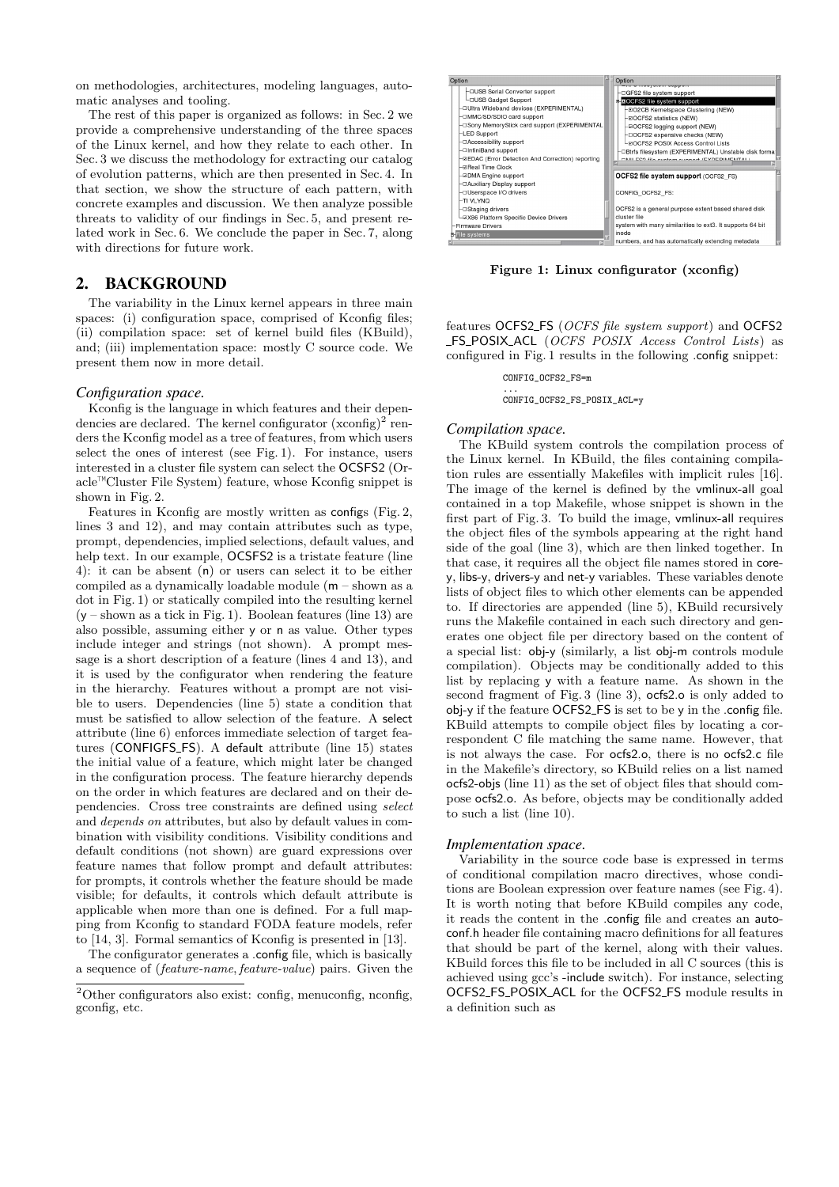on methodologies, architectures, modeling languages, automatic analyses and tooling.

The rest of this paper is organized as follows: in Sec. 2 we provide a comprehensive understanding of the three spaces of the Linux kernel, and how they relate to each other. In Sec. 3 we discuss the methodology for extracting our catalog of evolution patterns, which are then presented in Sec. 4. In that section, we show the structure of each pattern, with concrete examples and discussion. We then analyze possible threats to validity of our findings in Sec. 5, and present related work in Sec. 6. We conclude the paper in Sec. 7, along with directions for future work.

## 2. BACKGROUND

The variability in the Linux kernel appears in three main spaces: (i) configuration space, comprised of Kconfig files; (ii) compilation space: set of kernel build files (KBuild), and; (iii) implementation space: mostly C source code. We present them now in more detail.

### *Configuration space.*

Kconfig is the language in which features and their dependencies are declared. The kernel configurator (xconfig)[2] renders the Kconfig model as a tree of features, from which users select the ones of interest (see Fig. 1). For instance, users interested in a cluster file system can select the OCSFS2 (Oracle™Cluster File System) feature, whose Kconfig snippet is shown in Fig. 2.

Features in Kconfig are mostly written as configs (Fig. 2, lines 3 and 12), and may contain attributes such as type, prompt, dependencies, implied selections, default values, and help text. In our example, OCSFS2 is a tristate feature (line 4): it can be absent (n) or users can select it to be either compiled as a dynamically loadable module (m – shown as a dot in Fig. 1) or statically compiled into the resulting kernel (y – shown as a tick in Fig. 1). Boolean features (line 13) are also possible, assuming either y or n as value. Other types include integer and strings (not shown). A prompt message is a short description of a feature (lines 4 and 13), and it is used by the configurator when rendering the feature in the hierarchy. Features without a prompt are not visible to users. Dependencies (line 5) state a condition that must be satisfied to allow selection of the feature. A select attribute (line 6) enforces immediate selection of target features (CONFIGFS_FS). A default attribute (line 15) states the initial value of a feature, which might later be changed in the configuration process. The feature hierarchy depends on the order in which features are declared and on their dependencies. Cross tree constraints are defined using *select* and *depends on* attributes, but also by default values in combination with visibility conditions. Visibility conditions and default conditions (not shown) are guard expressions over feature names that follow prompt and default attributes: for prompts, it controls whether the feature should be made visible; for defaults, it controls which default attribute is applicable when more than one is defined. For a full mapping from Kconfig to standard FODA feature models, refer to [14, 3]. Formal semantics of Kconfig is presented in [13].

The configurator generates a .config file, which is basically a sequence of (*feature-name*, *feature-value*) pairs. Given the features OCFS2_FS (*OCFS file system support*) and OCFS2_FS_POSIX_ACL (*OCFS POSIX Access Control Lists*) as configured in Fig. 1 results in the following .config snippet:

```
CONFIG_OCFS2_FS=m
...
CONFIG_OCFS2_FS_POSIX_ACL=y
```

### *Compilation space.*

The KBuild system controls the compilation process of the Linux kernel. In KBuild, the files containing compilation rules are essentially Makefiles with implicit rules [16]. The image of the kernel is defined by the vmlinux-all goal contained in a top Makefile, whose snippet is shown in the first part of Fig. 3. To build the image, vmlinux-all requires the object files of the symbols appearing at the right hand side of the goal (line 3), which are then linked together. In that case, it requires all the object file names stored in core-y, libs-y, drivers-y and net-y variables. These variables denote lists of object files to which other elements can be appended to. If directories are appended (line 5), KBuild recursively runs the Makefile contained in each such directory and generates one object file per directory based on the content of a special list: obj-y (similarly, a list obj-m controls module compilation). Objects may be conditionally added to this list by replacing y with a feature name. As shown in the second fragment of Fig. 3 (line 3), ocfs2.o is only added to obj-y if the feature OCFS2_FS is set to be y in the .config file. KBuild attempts to compile object files by locating a correspondent C file matching the same name. However, that is not always the case. For ocfs2.o, there is no ocfs2.c file in the Makefile's directory, so KBuild relies on a list named ocfs2-objs (line 11) as the set of object files that should compose ocfs2.o. As before, objects may be conditionally added to such a list (line 10).

### *Implementation space.*

Variability in the source code base is expressed in terms of conditional compilation macro directives, whose conditions are Boolean expression over feature names (see Fig. 4). It is worth noting that before KBuild compiles any code, it reads the content in the .config file and creates an autoconf.h header file containing macro definitions for all features that should be part of the kernel, along with their values. KBuild forces this file to be included in all C sources (this is achieved using gcc's -include switch). For instance, selecting OCFS2_FS_POSIX_ACL for the OCFS2_FS module results in a definition such as

Figure 1: Linux configurator (xconfig)

[2]Other configurators also exist: config, menuconfig, nconfig, gconfig, etc.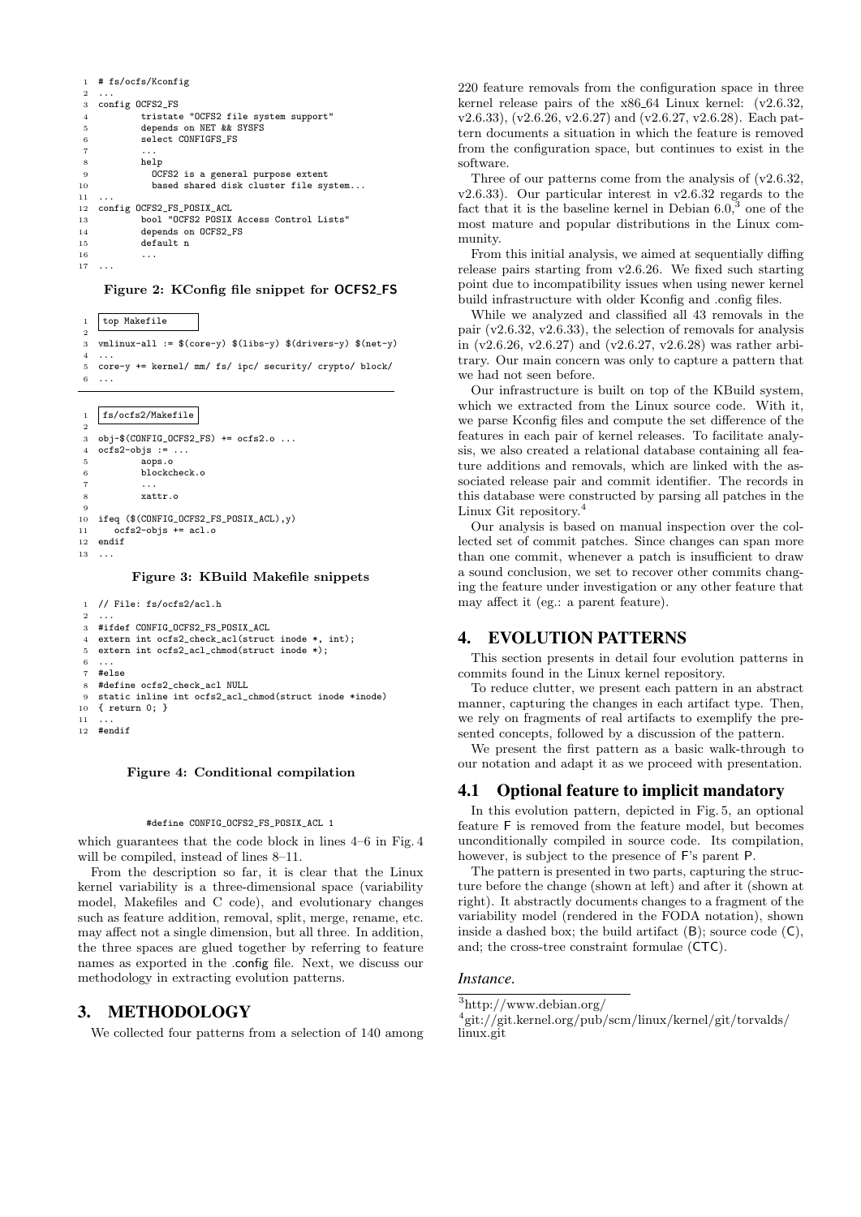```
1  # fs/ocfs/Kconfig
2  ...
3  config OCFS2_FS
4          tristate "OCFS2 file system support"
5          depends on NET && SYSFS
6          select CONFIGFS_FS
7          ...
8          help
9            OCFS2 is a general purpose extent
10           based shared disk cluster file system...
11 ...
12 config OCFS2_FS_POSIX_ACL
13         bool "OCFS2 POSIX Access Control Lists"
14         depends on OCFS2_FS
15         default n
16         ...
17 ...
```

**Figure 2: KConfig file snippet for OCFS2_FS**

```
1  top Makefile
2
3  vmlinux-all := $(core-y) $(libs-y) $(drivers-y) $(net-y)
4  ...
5  core-y += kernel/ mm/ fs/ ipc/ security/ crypto/ block/
6  ...
```

```
1  fs/ocfs2/Makefile
2
3  obj-$(CONFIG_OCFS2_FS) += ocfs2.o ...
4  ocfs2-objs := ...
5          aops.o
6          blockcheck.o
7          ...
8          xattr.o
9
10 ifeq ($(CONFIG_OCFS2_FS_POSIX_ACL),y)
11    ocfs2-objs += acl.o
12 endif
13 ...
```

**Figure 3: KBuild Makefile snippets**

```
1  // File: fs/ocfs2/acl.h
2  ...
3  #ifdef CONFIG_OCFS2_FS_POSIX_ACL
4  extern int ocfs2_check_acl(struct inode *, int);
5  extern int ocfs2_acl_chmod(struct inode *);
6  ...
7  #else
8  #define ocfs2_check_acl NULL
9  static inline int ocfs2_acl_chmod(struct inode *inode)
10 { return 0; }
11 ...
12 #endif
```

**Figure 4: Conditional compilation**

```
#define CONFIG_OCFS2_FS_POSIX_ACL 1
```

which guarantees that the code block in lines 4–6 in Fig. 4 will be compiled, instead of lines 8–11.

From the description so far, it is clear that the Linux kernel variability is a three-dimensional space (variability model, Makefiles and C code), and evolutionary changes such as feature addition, removal, split, merge, rename, etc. may affect not a single dimension, but all three. In addition, the three spaces are glued together by referring to feature names as exported in the .config file. Next, we discuss our methodology in extracting evolution patterns.

# 3. METHODOLOGY

We collected four patterns from a selection of 140 among 220 feature removals from the configuration space in three kernel release pairs of the x86_64 Linux kernel: (v2.6.32, v2.6.33), (v2.6.26, v2.6.27) and (v2.6.27, v2.6.28). Each pattern documents a situation in which the feature is removed from the configuration space, but continues to exist in the software.

Three of our patterns come from the analysis of (v2.6.32, v2.6.33). Our particular interest in v2.6.32 regards to the fact that it is the baseline kernel in Debian 6.0,[3] one of the most mature and popular distributions in the Linux community.

From this initial analysis, we aimed at sequentially diffing release pairs starting from v2.6.26. We fixed such starting point due to incompatibility issues when using newer kernel build infrastructure with older Kconfig and .config files.

While we analyzed and classified all 43 removals in the pair (v2.6.32, v2.6.33), the selection of removals for analysis in (v2.6.26, v2.6.27) and (v2.6.27, v2.6.28) was rather arbitrary. Our main concern was only to capture a pattern that we had not seen before.

Our infrastructure is built on top of the KBuild system, which we extracted from the Linux source code. With it, we parse Kconfig files and compute the set difference of the features in each pair of kernel releases. To facilitate analysis, we also created a relational database containing all feature additions and removals, which are linked with the associated release pair and commit identifier. The records in this database were constructed by parsing all patches in the Linux Git repository.[4]

Our analysis is based on manual inspection over the collected set of commit patches. Since changes can span more than one commit, whenever a patch is insufficient to draw a sound conclusion, we set to recover other commits changing the feature under investigation or any other feature that may affect it (eg.: a parent feature).

# 4. EVOLUTION PATTERNS

This section presents in detail four evolution patterns in commits found in the Linux kernel repository.

To reduce clutter, we present each pattern in an abstract manner, capturing the changes in each artifact type. Then, we rely on fragments of real artifacts to exemplify the presented concepts, followed by a discussion of the pattern.

We present the first pattern as a basic walk-through to our notation and adapt it as we proceed with presentation.

## 4.1 Optional feature to implicit mandatory

In this evolution pattern, depicted in Fig. 5, an optional feature F is removed from the feature model, but becomes unconditionally compiled in source code. Its compilation, however, is subject to the presence of F's parent P.

The pattern is presented in two parts, capturing the structure before the change (shown at left) and after it (shown at right). It abstractly documents changes to a fragment of the variability model (rendered in the FODA notation), shown inside a dashed box; the build artifact (B); source code (C), and; the cross-tree constraint formulae (CTC).

### *Instance.*

[3] http://www.debian.org/

[4] git://git.kernel.org/pub/scm/linux/kernel/git/torvalds/linux.git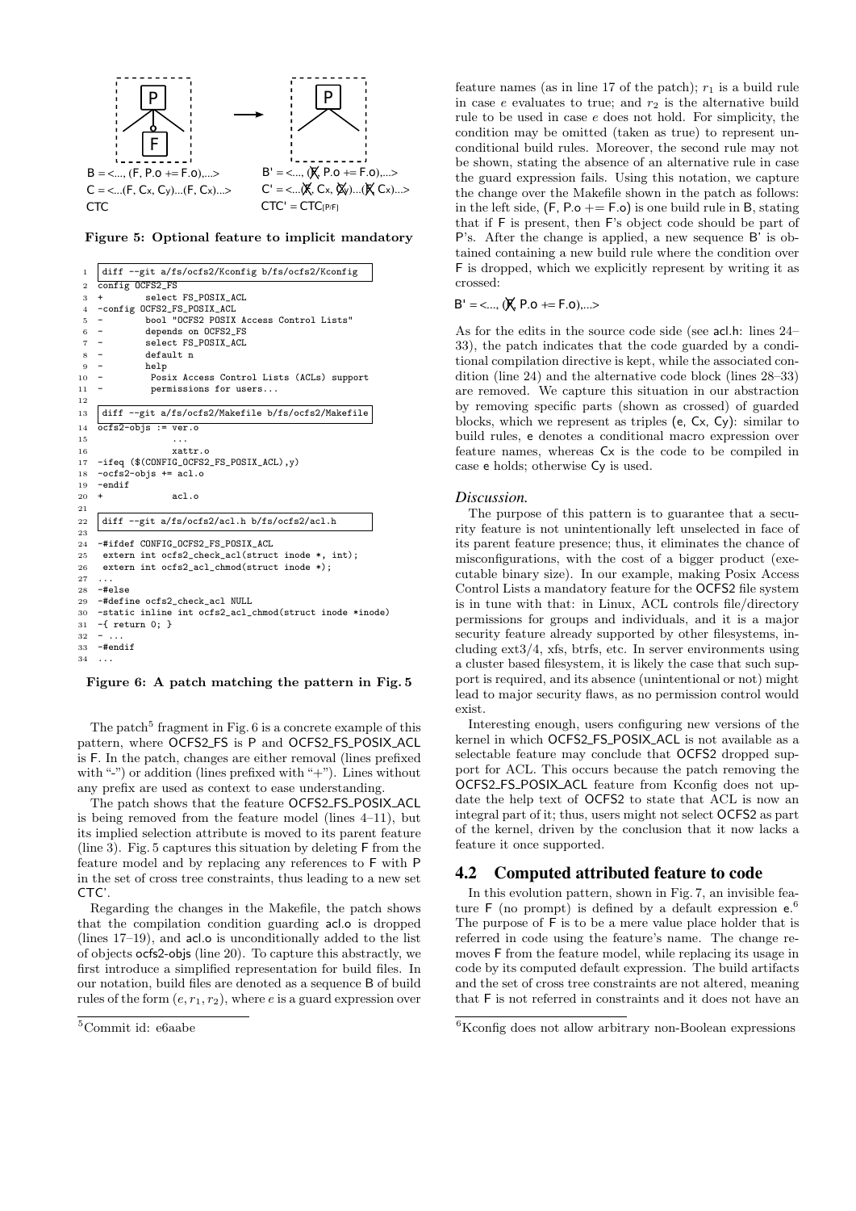B = <..., (F, P.o += F.o),...>  
C = <...(F, Cx, Cy)...(F, Cx)...>  
CTC

B' = <..., (~~F~~, P.o += F.o),...>  
C' = <...(~~F~~, Cx, ~~Cy~~)...(~~F~~ Cx)...>  
CTC' = CTC[P/F]

**Figure 5: Optional feature to implicit mandatory**

```
1  diff --git a/fs/ocfs2/Kconfig b/fs/ocfs2/Kconfig
2  config OCFS2_FS
3  +        select FS_POSIX_ACL
4  -config OCFS2_FS_POSIX_ACL
5  -        bool "OCFS2 POSIX Access Control Lists"
6  -        depends on OCFS2_FS
7  -        select FS_POSIX_ACL
8  -        default n
9  -        help
10 -          Posix Access Control Lists (ACLs) support
11 -          permissions for users...
12
13 diff --git a/fs/ocfs2/Makefile b/fs/ocfs2/Makefile
14 ocfs2-objs := ver.o
15                 ...
16                 xattr.o
17 -ifeq ($(CONFIG_OCFS2_FS_POSIX_ACL),y)
18 -ocfs2-objs += acl.o
19 -endif
20 +               acl.o
21
22 diff --git a/fs/ocfs2/acl.h b/fs/ocfs2/acl.h
23
24 -#ifdef CONFIG_OCFS2_FS_POSIX_ACL
25  extern int ocfs2_check_acl(struct inode *, int);
26  extern int ocfs2_acl_chmod(struct inode *);
27 ...
28 -#else
29 -#define ocfs2_check_acl NULL
30 -static inline int ocfs2_acl_chmod(struct inode *inode)
31 -{ return 0; }
32 - ...
33 -#endif
34 ...
```

**Figure 6: A patch matching the pattern in Fig. 5**

The patch[5] fragment in Fig. 6 is a concrete example of this pattern, where OCFS2_FS is P and OCFS2_FS_POSIX_ACL is F. In the patch, changes are either removal (lines prefixed with "-") or addition (lines prefixed with "+"). Lines without any prefix are used as context to ease understanding.

The patch shows that the feature OCFS2_FS_POSIX_ACL is being removed from the feature model (lines 4–11), but its implied selection attribute is moved to its parent feature (line 3). Fig. 5 captures this situation by deleting F from the feature model and by replacing any references to F with P in the set of cross tree constraints, thus leading to a new set CTC'.

Regarding the changes in the Makefile, the patch shows that the compilation condition guarding acl.o is dropped (lines 17–19), and acl.o is unconditionally added to the list of objects ocfs2-objs (line 20). To capture this abstractly, we first introduce a simplified representation for build files. In our notation, build files are denoted as a sequence B of build rules of the form $(e, r_1, r_2)$, where $e$ is a guard expression over feature names (as in line 17 of the patch); $r_1$ is a build rule in case $e$ evaluates to true; and $r_2$ is the alternative build rule to be used in case $e$ does not hold. For simplicity, the condition may be omitted (taken as true) to represent unconditional build rules. Moreover, the second rule may not be shown, stating the absence of an alternative rule in case the guard expression fails. Using this notation, we capture the change over the Makefile shown in the patch as follows: in the left side, (F, P.o += F.o) is one build rule in B, stating that if F is present, then F's object code should be part of P's. After the change is applied, a new sequence B' is obtained containing a new build rule where the condition over F is dropped, which we explicitly represent by writing it as crossed:

B' = <..., (~~F~~, P.o += F.o),...>

As for the edits in the source code side (see acl.h: lines 24–33), the patch indicates that the code guarded by a conditional compilation directive is kept, while the associated condition (line 24) and the alternative code block (lines 28–33) are removed. We capture this situation in our abstraction by removing specific parts (shown as crossed) of guarded blocks, which we represent as triples (e, Cx, Cy): similar to build rules, e denotes a conditional macro expression over feature names, whereas Cx is the code to be compiled in case e holds; otherwise Cy is used.

*Discussion.*

The purpose of this pattern is to guarantee that a security feature is not unintentionally left unselected in face of its parent feature presence; thus, it eliminates the chance of misconfigurations, with the cost of a bigger product (executable binary size). In our example, making Posix Access Control Lists a mandatory feature for the OCFS2 file system is in tune with that: in Linux, ACL controls file/directory permissions for groups and individuals, and it is a major security feature already supported by other filesystems, including ext3/4, xfs, btrfs, etc. In server environments using a cluster based filesystem, it is likely the case that such support is required, and its absence (unintentional or not) might lead to major security flaws, as no permission control would exist.

Interesting enough, users configuring new versions of the kernel in which OCFS2_FS_POSIX_ACL is not available as a selectable feature may conclude that OCFS2 dropped support for ACL. This occurs because the patch removing the OCFS2_FS_POSIX_ACL feature from Kconfig does not update the help text of OCFS2 to state that ACL is now an integral part of it; thus, users might not select OCFS2 as part of the kernel, driven by the conclusion that it now lacks a feature it once supported.

## 4.2 Computed attributed feature to code

In this evolution pattern, shown in Fig. 7, an invisible feature F (no prompt) is defined by a default expression e.[6] The purpose of F is to be a mere value place holder that is referred in code using the feature's name. The change removes F from the feature model, while replacing its usage in code by its computed default expression. The build artifacts and the set of cross tree constraints are not altered, meaning that F is not referred in constraints and it does not have an

[5] Commit id: e6aabe

[6] Kconfig does not allow arbitrary non-Boolean expressions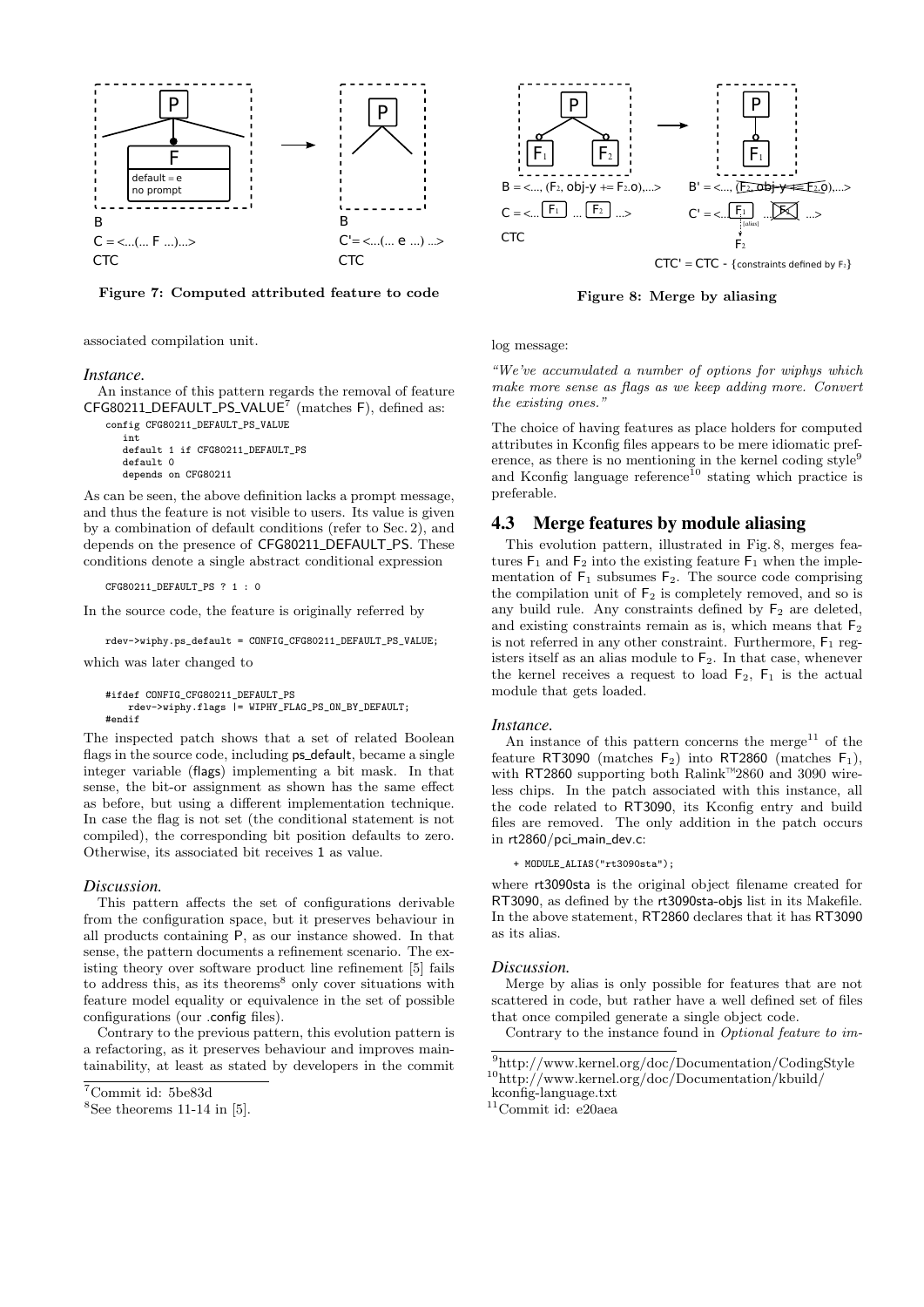**Figure 7: Computed attributed feature to code**

**Figure 8: Merge by aliasing**

associated compilation unit.

### *Instance.*

An instance of this pattern regards the removal of feature CFG80211_DEFAULT_PS_VALUE[7] (matches F), defined as:

```
config CFG80211_DEFAULT_PS_VALUE
   int
   default 1 if CFG80211_DEFAULT_PS
   default 0
   depends on CFG80211
```

As can be seen, the above definition lacks a prompt message, and thus the feature is not visible to users. Its value is given by a combination of default conditions (refer to Sec. 2), and depends on the presence of CFG80211_DEFAULT_PS. These conditions denote a single abstract conditional expression

```
CFG80211_DEFAULT_PS ? 1 : 0
```

In the source code, the feature is originally referred by

```
rdev->wiphy.ps_default = CONFIG_CFG80211_DEFAULT_PS_VALUE;
```

which was later changed to

```
#ifdef CONFIG_CFG80211_DEFAULT_PS
     rdev->wiphy.flags |= WIPHY_FLAG_PS_ON_BY_DEFAULT;
#endif
```

The inspected patch shows that a set of related Boolean flags in the source code, including ps_default, became a single integer variable (flags) implementing a bit mask. In that sense, the bit-or assignment as shown has the same effect as before, but using a different implementation technique. In case the flag is not set (the conditional statement is not compiled), the corresponding bit position defaults to zero. Otherwise, its associated bit receives 1 as value.

### *Discussion.*

This pattern affects the set of configurations derivable from the configuration space, but it preserves behaviour in all products containing P, as our instance showed. In that sense, the pattern documents a refinement scenario. The existing theory over software product line refinement [5] fails to address this, as its theorems[8] only cover situations with feature model equality or equivalence in the set of possible configurations (our .config files).

Contrary to the previous pattern, this evolution pattern is a refactoring, as it preserves behaviour and improves maintainability, at least as stated by developers in the commit log message:

*"We've accumulated a number of options for wiphys which make more sense as flags as we keep adding more. Convert the existing ones."*

The choice of having features as place holders for computed attributes in Kconfig files appears to be mere idiomatic preference, as there is no mentioning in the kernel coding style[9] and Kconfig language reference[10] stating which practice is preferable.

## 4.3 Merge features by module aliasing

This evolution pattern, illustrated in Fig. 8, merges features $F_1$ and $F_2$ into the existing feature $F_1$ when the implementation of $F_1$ subsumes $F_2$. The source code comprising the compilation unit of $F_2$ is completely removed, and so is any build rule. Any constraints defined by $F_2$ are deleted, and existing constraints remain as is, which means that $F_2$ is not referred in any other constraint. Furthermore, $F_1$ registers itself as an alias module to $F_2$. In that case, whenever the kernel receives a request to load $F_2$, $F_1$ is the actual module that gets loaded.

### *Instance.*

An instance of this pattern concerns the merge[11] of the feature RT3090 (matches $F_2$) into RT2860 (matches $F_1$), with RT2860 supporting both Ralink™2860 and 3090 wireless chips. In the patch associated with this instance, all the code related to RT3090, its Kconfig entry and build files are removed. The only addition in the patch occurs in rt2860/pci_main_dev.c:

```
+ MODULE_ALIAS("rt3090sta");
```

where rt3090sta is the original object filename created for RT3090, as defined by the rt3090sta-objs list in its Makefile. In the above statement, RT2860 declares that it has RT3090 as its alias.

### *Discussion.*

Merge by alias is only possible for features that are not scattered in code, but rather have a well defined set of files that once compiled generate a single object code.

Contrary to the instance found in *Optional feature to im-*

---

[7] Commit id: 5be83d

[8] See theorems 11-14 in [5].

[9] http://www.kernel.org/doc/Documentation/CodingStyle

[10] http://www.kernel.org/doc/Documentation/kbuild/kconfig-language.txt

[11] Commit id: e20aea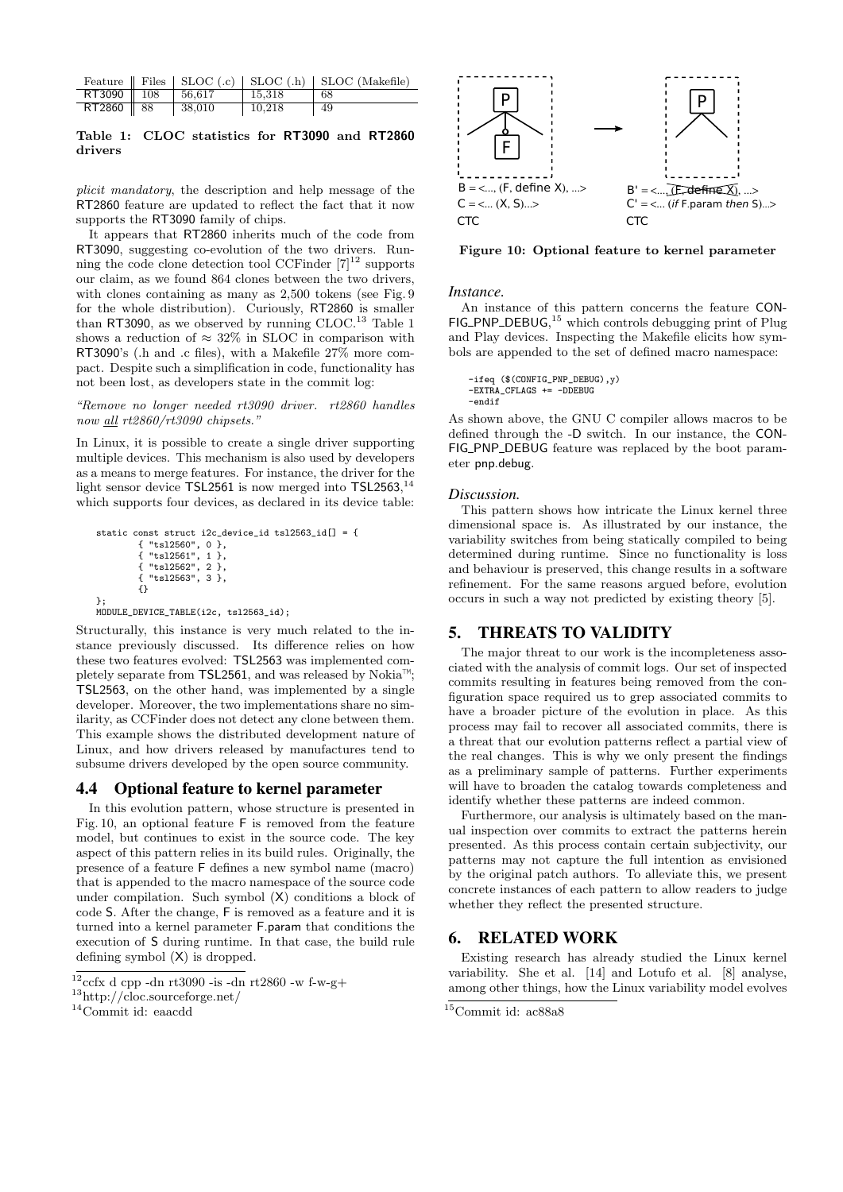| Feature | Files | SLOC (.c) | SLOC (.h) | SLOC (Makefile) |
|---|---|---|---|---|
| RT3090 | 108 | 56,617 | 15,318 | 68 |
| RT2860 | 88 | 38,010 | 10,218 | 49 |

**Table 1: CLOC statistics for RT3090 and RT2860 drivers**

*plicit mandatory*, the description and help message of the RT2860 feature are updated to reflect the fact that it now supports the RT3090 family of chips.

It appears that RT2860 inherits much of the code from RT3090, suggesting co-evolution of the two drivers. Running the code clone detection tool CCFinder [7][12] supports our claim, as we found 864 clones between the two drivers, with clones containing as many as 2,500 tokens (see Fig. 9 for the whole distribution). Curiously, RT2860 is smaller than RT3090, as we observed by running CLOC.[13] Table 1 shows a reduction of ≈ 32% in SLOC in comparison with RT3090's (.h and .c files), with a Makefile 27% more compact. Despite such a simplification in code, functionality has not been lost, as developers state in the commit log:

*"Remove no longer needed rt3090 driver. rt2860 handles now all rt2860/rt3090 chipsets."*

In Linux, it is possible to create a single driver supporting multiple devices. This mechanism is also used by developers as a means to merge features. For instance, the driver for the light sensor device TSL2561 is now merged into TSL2563,[14] which supports four devices, as declared in its device table:

```
static const struct i2c_device_id tsl2563_id[] = {
        { "tsl2560", 0 },
        { "tsl2561", 1 },
        { "tsl2562", 2 },
        { "tsl2563", 3 },
        {}
};
MODULE_DEVICE_TABLE(i2c, tsl2563_id);
```

Structurally, this instance is very much related to the instance previously discussed. Its difference relies on how these two features evolved: TSL2563 was implemented completely separate from TSL2561, and was released by Nokia™; TSL2563, on the other hand, was implemented by a single developer. Moreover, the two implementations share no similarity, as CCFinder does not detect any clone between them. This example shows the distributed development nature of Linux, and how drivers released by manufactures tend to subsume drivers developed by the open source community.

### 4.4 Optional feature to kernel parameter

In this evolution pattern, whose structure is presented in Fig. 10, an optional feature F is removed from the feature model, but continues to exist in the source code. The key aspect of this pattern relies in its build rules. Originally, the presence of a feature F defines a new symbol name (macro) that is appended to the macro namespace of the source code under compilation. Such symbol (X) conditions a block of code S. After the change, F is removed as a feature and it is turned into a kernel parameter F.param that conditions the execution of S during runtime. In that case, the build rule defining symbol (X) is dropped.

[12] ccfx d cpp -dn rt3090 -is -dn rt2860 -w f-w-g+

[13] http://cloc.sourceforge.net/

[14] Commit id: eaacdd

B = <..., (F, define X), ...>
C = <... (X, S)...>
CTC

B' = <..., ~~(F, define X)~~, ...>
C' = <... (*if* F.param *then* S)...>
CTC

**Figure 10: Optional feature to kernel parameter**

#### *Instance.*

An instance of this pattern concerns the feature CONFIG_PNP_DEBUG,[15] which controls debugging print of Plug and Play devices. Inspecting the Makefile elicits how symbols are appended to the set of defined macro namespace:

```
-ifeq ($(CONFIG_PNP_DEBUG),y)
-EXTRA_CFLAGS += -DDEBUG
-endif
```

As shown above, the GNU C compiler allows macros to be defined through the -D switch. In our instance, the CONFIG_PNP_DEBUG feature was replaced by the boot parameter pnp.debug.

#### *Discussion.*

This pattern shows how intricate the Linux kernel three dimensional space is. As illustrated by our instance, the variability switches from being statically compiled to being determined during runtime. Since no functionality is loss and behaviour is preserved, this change results in a software refinement. For the same reasons argued before, evolution occurs in such a way not predicted by existing theory [5].

## 5. THREATS TO VALIDITY

The major threat to our work is the incompleteness associated with the analysis of commit logs. Our set of inspected commits resulting in features being removed from the configuration space required us to grep associated commits to have a broader picture of the evolution in place. As this process may fail to recover all associated commits, there is a threat that our evolution patterns reflect a partial view of the real changes. This is why we only present the findings as a preliminary sample of patterns. Further experiments will have to broaden the catalog towards completeness and identify whether these patterns are indeed common.

Furthermore, our analysis is ultimately based on the manual inspection over commits to extract the patterns herein presented. As this process contain certain subjectivity, our patterns may not capture the full intention as envisioned by the original patch authors. To alleviate this, we present concrete instances of each pattern to allow readers to judge whether they reflect the presented structure.

## 6. RELATED WORK

Existing research has already studied the Linux kernel variability. She et al. [14] and Lotufo et al. [8] analyse, among other things, how the Linux variability model evolves

[15] Commit id: ac88a8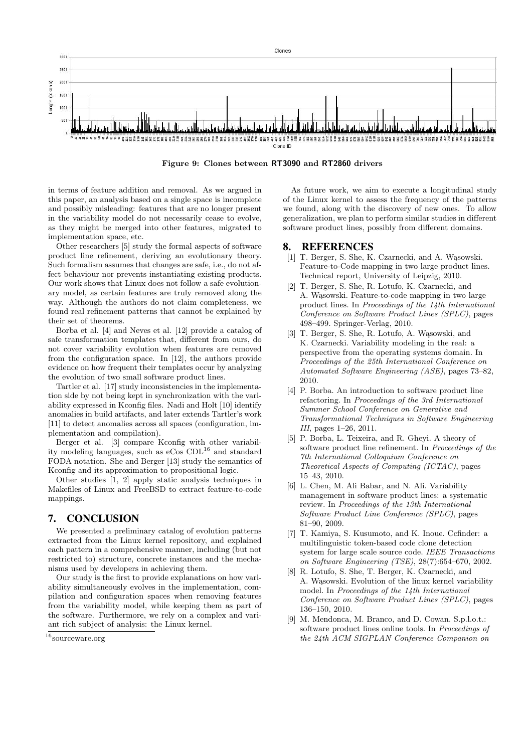Figure 9: Clones between RT3090 and RT2860 drivers

in terms of feature addition and removal. As we argued in this paper, an analysis based on a single space is incomplete and possibly misleading: features that are no longer present in the variability model do not necessarily cease to evolve, as they might be merged into other features, migrated to implementation space, etc.

Other researchers [5] study the formal aspects of software product line refinement, deriving an evolutionary theory. Such formalism assumes that changes are safe, i.e., do not affect behaviour nor prevents instantiating existing products. Our work shows that Linux does not follow a safe evolutionary model, as certain features are truly removed along the way. Although the authors do not claim completeness, we found real refinement patterns that cannot be explained by their set of theorems.

Borba et al. [4] and Neves et al. [12] provide a catalog of safe transformation templates that, different from ours, do not cover variability evolution when features are removed from the configuration space. In [12], the authors provide evidence on how frequent their templates occur by analyzing the evolution of two small software product lines.

Tartler et al. [17] study inconsistencies in the implementation side by not being kept in synchronization with the variability expressed in Kconfig files. Nadi and Holt [10] identify anomalies in build artifacts, and later extends Tartler's work [11] to detect anomalies across all spaces (configuration, implementation and compilation).

Berger et al. [3] compare Kconfig with other variability modeling languages, such as eCos CDL[16] and standard FODA notation. She and Berger [13] study the semantics of Kconfig and its approximation to propositional logic.

Other studies [1, 2] apply static analysis techniques in Makefiles of Linux and FreeBSD to extract feature-to-code mappings.

# 7. CONCLUSION

We presented a preliminary catalog of evolution patterns extracted from the Linux kernel repository, and explained each pattern in a comprehensive manner, including (but not restricted to) structure, concrete instances and the mechanisms used by developers in achieving them.

Our study is the first to provide explanations on how variability simultaneously evolves in the implementation, compilation and configuration spaces when removing features from the variability model, while keeping them as part of the software. Furthermore, we rely on a complex and variant rich subject of analysis: the Linux kernel.

[16] sourceware.org

As future work, we aim to execute a longitudinal study of the Linux kernel to assess the frequency of the patterns we found, along with the discovery of new ones. To allow generalization, we plan to perform similar studies in different software product lines, possibly from different domains.

# 8. REFERENCES

[1] T. Berger, S. She, K. Czarnecki, and A. Wąsowski. Feature-to-Code mapping in two large product lines. Technical report, University of Leipzig, 2010.

[2] T. Berger, S. She, R. Lotufo, K. Czarnecki, and A. Wąsowski. Feature-to-code mapping in two large product lines. In *Proceedings of the 14th International Conference on Software Product Lines (SPLC)*, pages 498–499. Springer-Verlag, 2010.

[3] T. Berger, S. She, R. Lotufo, A. Wąsowski, and K. Czarnecki. Variability modeling in the real: a perspective from the operating systems domain. In *Proceedings of the 25th International Conference on Automated Software Engineering (ASE)*, pages 73–82, 2010.

[4] P. Borba. An introduction to software product line refactoring. In *Proceedings of the 3rd International Summer School Conference on Generative and Transformational Techniques in Software Engineering III*, pages 1–26, 2011.

[5] P. Borba, L. Teixeira, and R. Gheyi. A theory of software product line refinement. In *Proceedings of the 7th International Colloquium Conference on Theoretical Aspects of Computing (ICTAC)*, pages 15–43, 2010.

[6] L. Chen, M. Ali Babar, and N. Ali. Variability management in software product lines: a systematic review. In *Proceedings of the 13th International Software Product Line Conference (SPLC)*, pages 81–90, 2009.

[7] T. Kamiya, S. Kusumoto, and K. Inoue. Ccfinder: a multilinguistic token-based code clone detection system for large scale source code. *IEEE Transactions on Software Engineering (TSE)*, 28(7):654–670, 2002.

[8] R. Lotufo, S. She, T. Berger, K. Czarnecki, and A. Wąsowski. Evolution of the linux kernel variability model. In *Proceedings of the 14th International Conference on Software Product Lines (SPLC)*, pages 136–150, 2010.

[9] M. Mendonca, M. Branco, and D. Cowan. S.p.l.o.t.: software product lines online tools. In *Proceedings of the 24th ACM SIGPLAN Conference Companion on*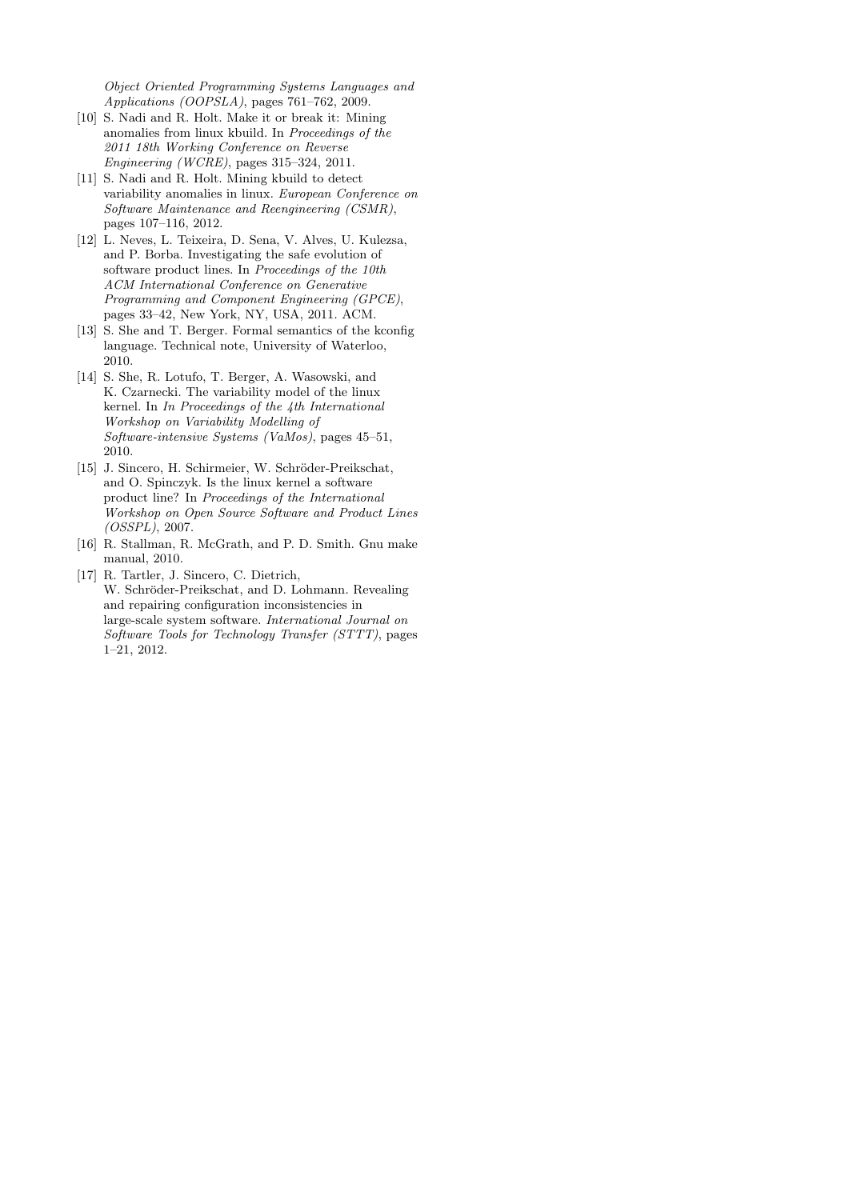*Object Oriented Programming Systems Languages and Applications (OOPSLA)*, pages 761–762, 2009.

[10] S. Nadi and R. Holt. Make it or break it: Mining anomalies from linux kbuild. In *Proceedings of the 2011 18th Working Conference on Reverse Engineering (WCRE)*, pages 315–324, 2011.

[11] S. Nadi and R. Holt. Mining kbuild to detect variability anomalies in linux. *European Conference on Software Maintenance and Reengineering (CSMR)*, pages 107–116, 2012.

[12] L. Neves, L. Teixeira, D. Sena, V. Alves, U. Kulezsa, and P. Borba. Investigating the safe evolution of software product lines. In *Proceedings of the 10th ACM International Conference on Generative Programming and Component Engineering (GPCE)*, pages 33–42, New York, NY, USA, 2011. ACM.

[13] S. She and T. Berger. Formal semantics of the kconfig language. Technical note, University of Waterloo, 2010.

[14] S. She, R. Lotufo, T. Berger, A. Wasowski, and K. Czarnecki. The variability model of the linux kernel. In *In Proceedings of the 4th International Workshop on Variability Modelling of Software-intensive Systems (VaMos)*, pages 45–51, 2010.

[15] J. Sincero, H. Schirmeier, W. Schröder-Preikschat, and O. Spinczyk. Is the linux kernel a software product line? In *Proceedings of the International Workshop on Open Source Software and Product Lines (OSSPL)*, 2007.

[16] R. Stallman, R. McGrath, and P. D. Smith. Gnu make manual, 2010.

[17] R. Tartler, J. Sincero, C. Dietrich, W. Schröder-Preikschat, and D. Lohmann. Revealing and repairing configuration inconsistencies in large-scale system software. *International Journal on Software Tools for Technology Transfer (STTT)*, pages 1–21, 2012.